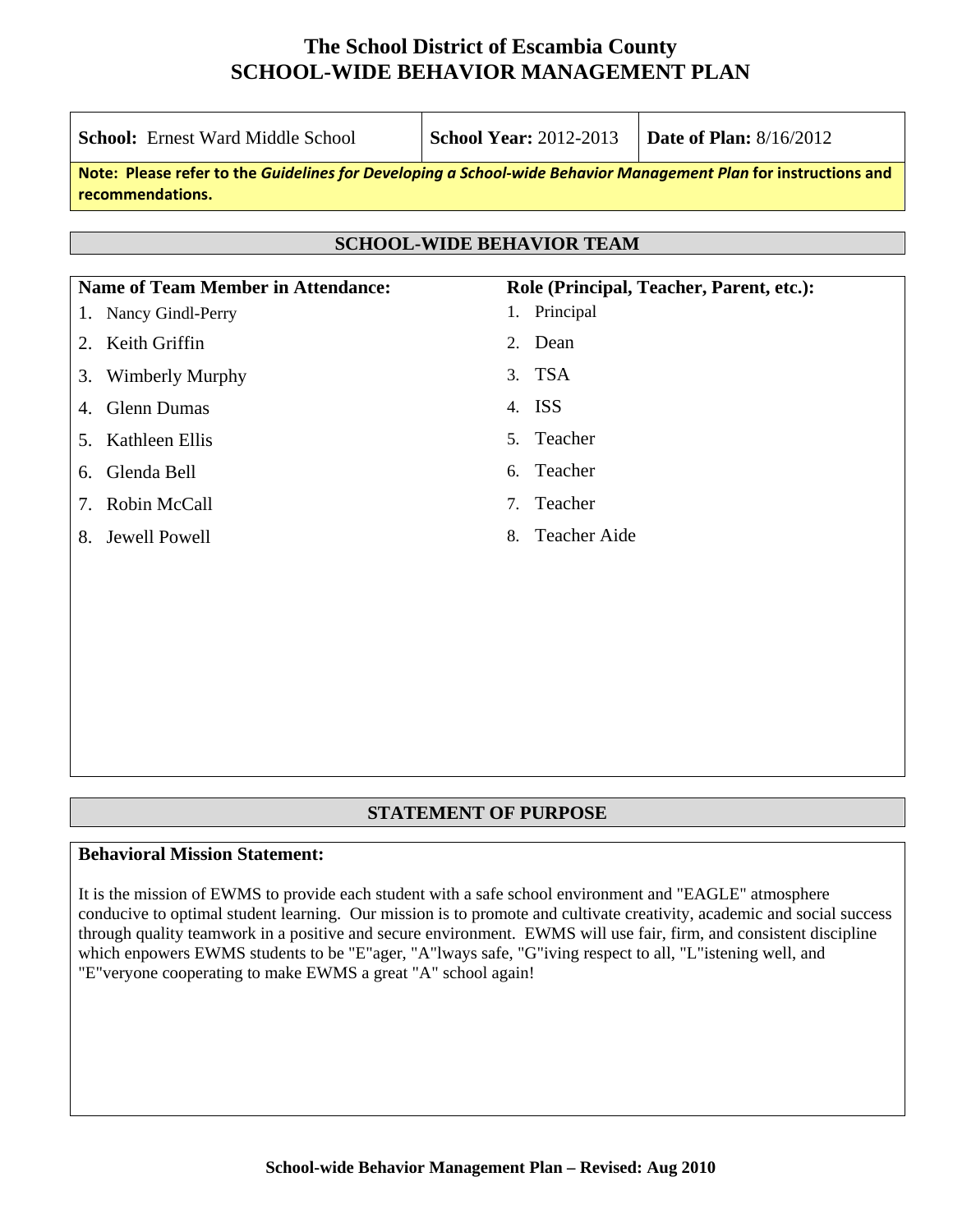# The School District of Escambia County
# SCHOOL-WIDE BEHAVIOR MANAGEMENT PLAN

| **School:** Ernest Ward Middle School | **School Year:** 2012-2013 | **Date of Plan:** 8/16/2012 |
|---|---|---|

**Note: Please refer to the *Guidelines for Developing a School-wide Behavior Management Plan* for instructions and recommendations.**

## SCHOOL-WIDE BEHAVIOR TEAM

| **Name of Team Member in Attendance:** | **Role (Principal, Teacher, Parent, etc.):** |
|---|---|
| 1. Nancy Gindl-Perry | 1. Principal |
| 2. Keith Griffin | 2. Dean |
| 3. Wimberly Murphy | 3. TSA |
| 4. Glenn Dumas | 4. ISS |
| 5. Kathleen Ellis | 5. Teacher |
| 6. Glenda Bell | 6. Teacher |
| 7. Robin McCall | 7. Teacher |
| 8. Jewell Powell | 8. Teacher Aide |

## STATEMENT OF PURPOSE

**Behavioral Mission Statement:**

It is the mission of EWMS to provide each student with a safe school environment and "EAGLE" atmosphere conducive to optimal student learning. Our mission is to promote and cultivate creativity, academic and social success through quality teamwork in a positive and secure environment. EWMS will use fair, firm, and consistent discipline which enpowers EWMS students to be "E"ager, "A"lways safe, "G"iving respect to all, "L"istening well, and "E"veryone cooperating to make EWMS a great "A" school again!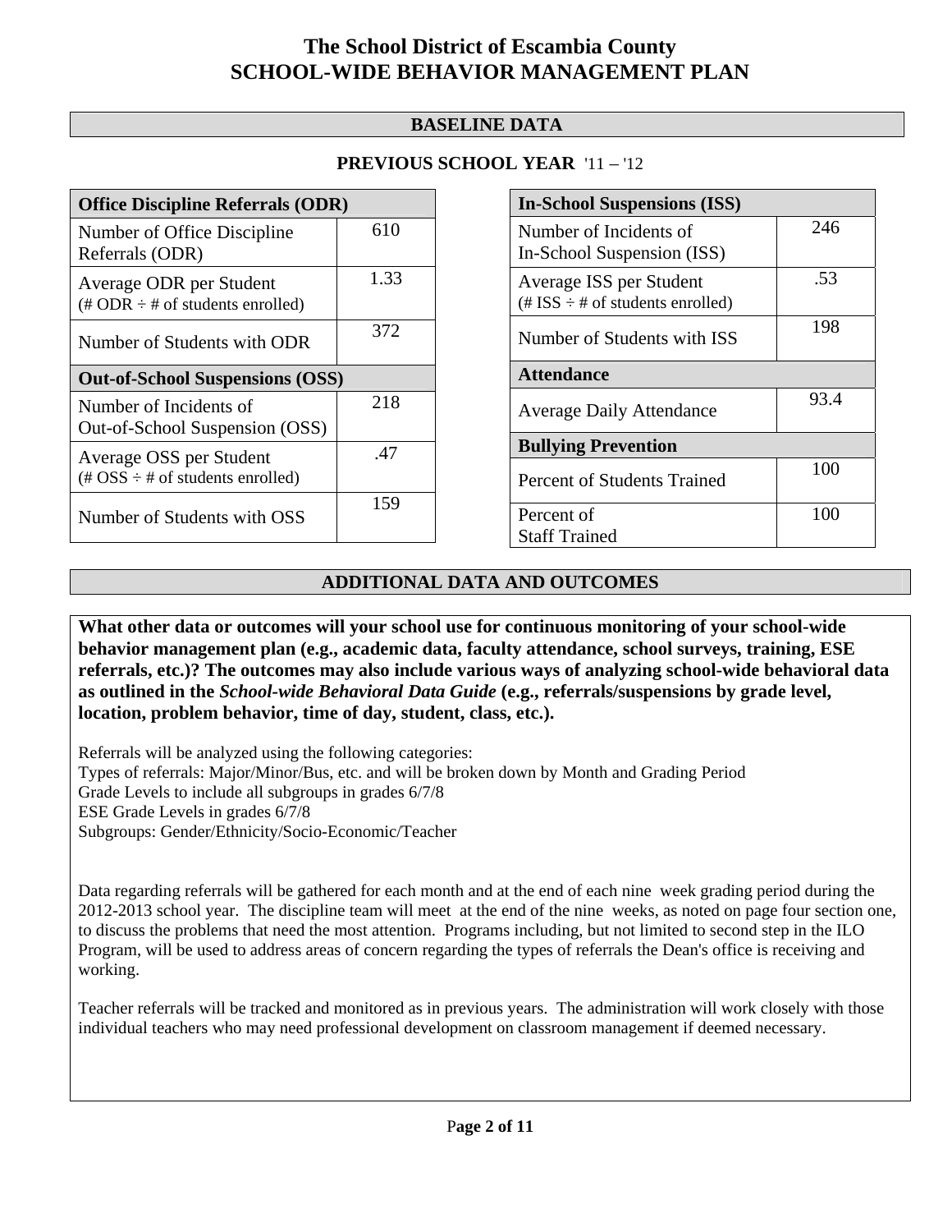# The School District of Escambia County
# SCHOOL-WIDE BEHAVIOR MANAGEMENT PLAN

## BASELINE DATA

### PREVIOUS SCHOOL YEAR '11 – '12

| Office Discipline Referrals (ODR) | |
|---|---|
| Number of Office Discipline Referrals (ODR) | 610 |
| Average ODR per Student (# ODR ÷ # of students enrolled) | 1.33 |
| Number of Students with ODR | 372 |
| **Out-of-School Suspensions (OSS)** | |
| Number of Incidents of Out-of-School Suspension (OSS) | 218 |
| Average OSS per Student (# OSS ÷ # of students enrolled) | .47 |
| Number of Students with OSS | 159 |

| In-School Suspensions (ISS) | |
|---|---|
| Number of Incidents of In-School Suspension (ISS) | 246 |
| Average ISS per Student (# ISS ÷ # of students enrolled) | .53 |
| Number of Students with ISS | 198 |
| **Attendance** | |
| Average Daily Attendance | 93.4 |
| **Bullying Prevention** | |
| Percent of Students Trained | 100 |
| Percent of Staff Trained | 100 |

## ADDITIONAL DATA AND OUTCOMES

**What other data or outcomes will your school use for continuous monitoring of your school-wide behavior management plan (e.g., academic data, faculty attendance, school surveys, training, ESE referrals, etc.)? The outcomes may also include various ways of analyzing school-wide behavioral data as outlined in the *School-wide Behavioral Data Guide* (e.g., referrals/suspensions by grade level, location, problem behavior, time of day, student, class, etc.).**

Referrals will be analyzed using the following categories:
Types of referrals: Major/Minor/Bus, etc. and will be broken down by Month and Grading Period
Grade Levels to include all subgroups in grades 6/7/8
ESE Grade Levels in grades 6/7/8
Subgroups: Gender/Ethnicity/Socio-Economic/Teacher

Data regarding referrals will be gathered for each month and at the end of each nine week grading period during the 2012-2013 school year. The discipline team will meet at the end of the nine weeks, as noted on page four section one, to discuss the problems that need the most attention. Programs including, but not limited to second step in the ILO Program, will be used to address areas of concern regarding the types of referrals the Dean's office is receiving and working.

Teacher referrals will be tracked and monitored as in previous years. The administration will work closely with those individual teachers who may need professional development on classroom management if deemed necessary.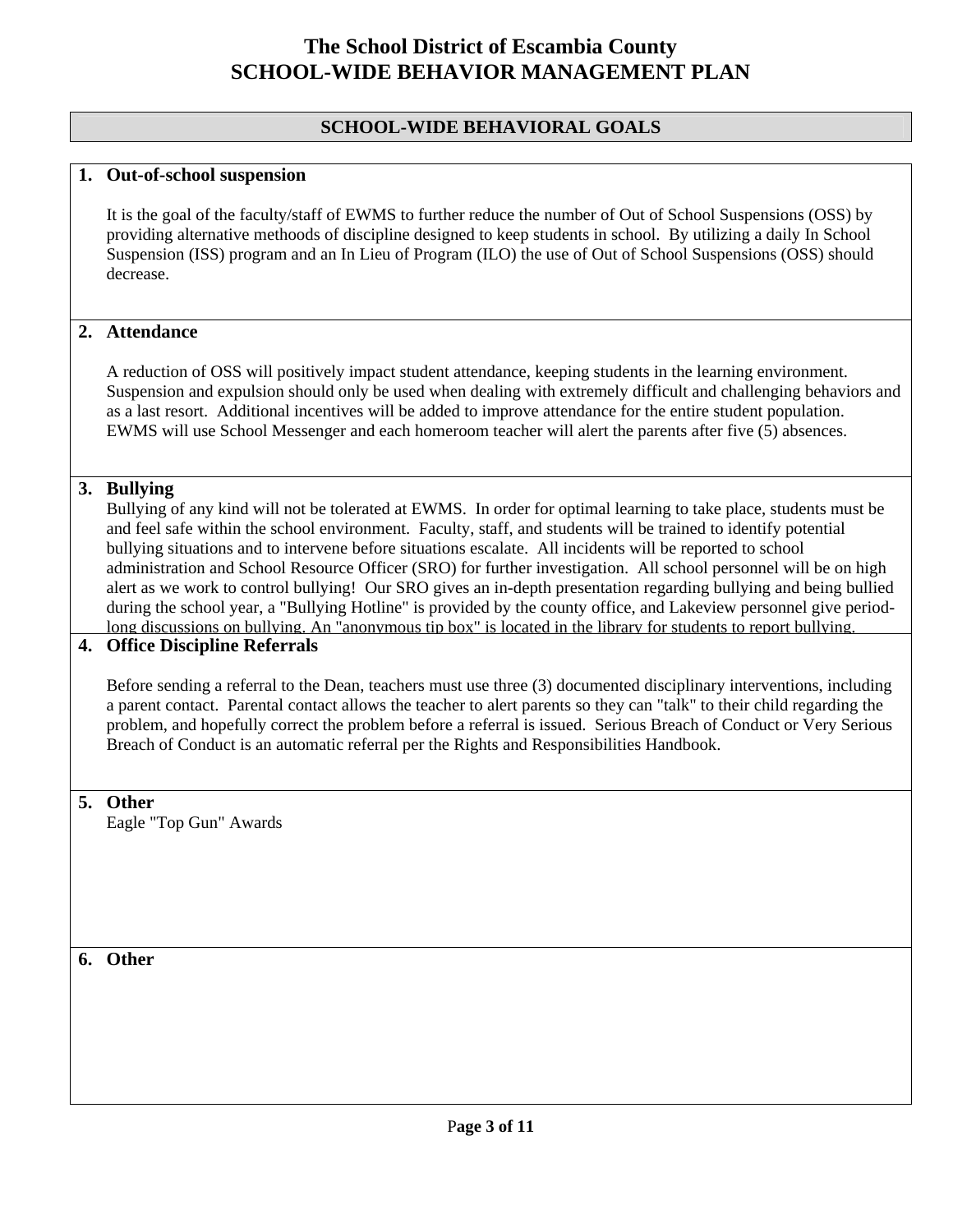# The School District of Escambia County
# SCHOOL-WIDE BEHAVIOR MANAGEMENT PLAN

## SCHOOL-WIDE BEHAVIORAL GOALS

**1. Out-of-school suspension**

It is the goal of the faculty/staff of EWMS to further reduce the number of Out of School Suspensions (OSS) by providing alternative methoods of discipline designed to keep students in school. By utilizing a daily In School Suspension (ISS) program and an In Lieu of Program (ILO) the use of Out of School Suspensions (OSS) should decrease.

**2. Attendance**

A reduction of OSS will positively impact student attendance, keeping students in the learning environment. Suspension and expulsion should only be used when dealing with extremely difficult and challenging behaviors and as a last resort. Additional incentives will be added to improve attendance for the entire student population. EWMS will use School Messenger and each homeroom teacher will alert the parents after five (5) absences.

**3. Bullying**

Bullying of any kind will not be tolerated at EWMS. In order for optimal learning to take place, students must be and feel safe within the school environment. Faculty, staff, and students will be trained to identify potential bullying situations and to intervene before situations escalate. All incidents will be reported to school administration and School Resource Officer (SRO) for further investigation. All school personnel will be on high alert as we work to control bullying! Our SRO gives an in-depth presentation regarding bullying and being bullied during the school year, a "Bullying Hotline" is provided by the county office, and Lakeview personnel give period-long discussions on bullying. An "anonymous tip box" is located in the library for students to report bullying.

**4. Office Discipline Referrals**

Before sending a referral to the Dean, teachers must use three (3) documented disciplinary interventions, including a parent contact. Parental contact allows the teacher to alert parents so they can "talk" to their child regarding the problem, and hopefully correct the problem before a referral is issued. Serious Breach of Conduct or Very Serious Breach of Conduct is an automatic referral per the Rights and Responsibilities Handbook.

**5. Other**

Eagle "Top Gun" Awards

**6. Other**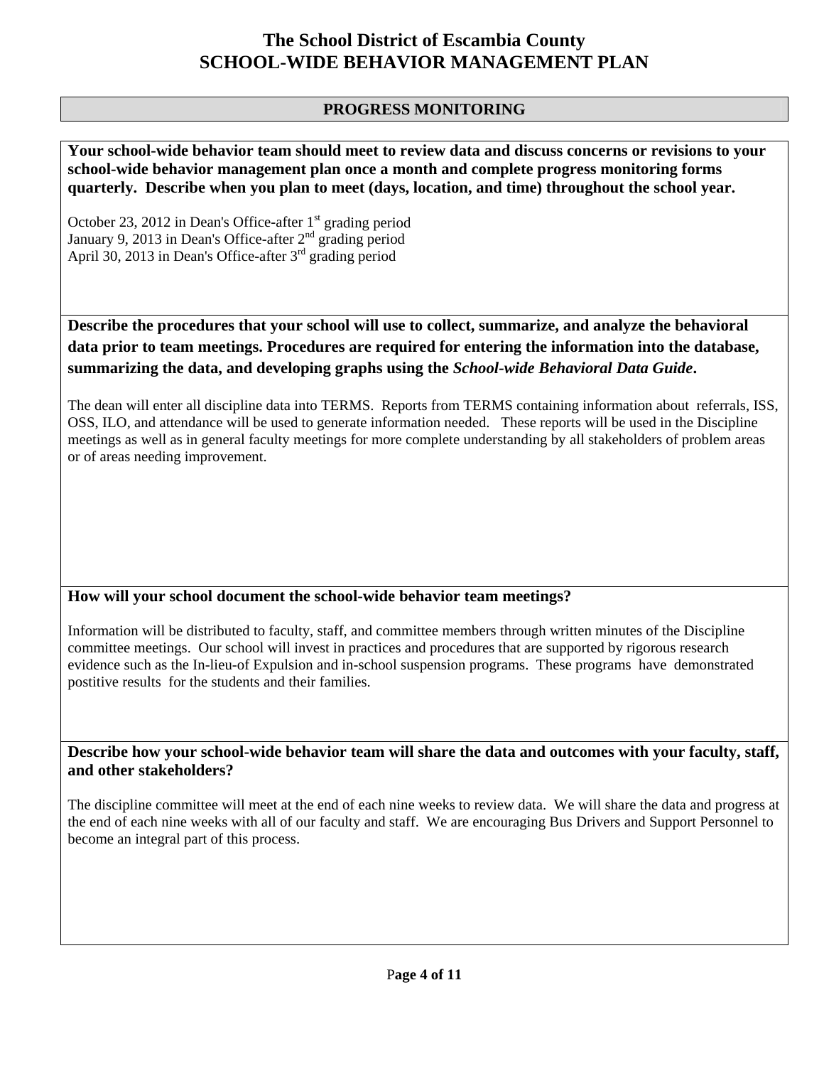# The School District of Escambia County
# SCHOOL-WIDE BEHAVIOR MANAGEMENT PLAN

## PROGRESS MONITORING

**Your school-wide behavior team should meet to review data and discuss concerns or revisions to your school-wide behavior management plan once a month and complete progress monitoring forms quarterly. Describe when you plan to meet (days, location, and time) throughout the school year.**

October 23, 2012 in Dean's Office-after 1st grading period
January 9, 2013 in Dean's Office-after 2nd grading period
April 30, 2013 in Dean's Office-after 3rd grading period

**Describe the procedures that your school will use to collect, summarize, and analyze the behavioral data prior to team meetings. Procedures are required for entering the information into the database, summarizing the data, and developing graphs using the *School-wide Behavioral Data Guide*.**

The dean will enter all discipline data into TERMS. Reports from TERMS containing information about referrals, ISS, OSS, ILO, and attendance will be used to generate information needed. These reports will be used in the Discipline meetings as well as in general faculty meetings for more complete understanding by all stakeholders of problem areas or of areas needing improvement.

**How will your school document the school-wide behavior team meetings?**

Information will be distributed to faculty, staff, and committee members through written minutes of the Discipline committee meetings. Our school will invest in practices and procedures that are supported by rigorous research evidence such as the In-lieu-of Expulsion and in-school suspension programs. These programs have demonstrated postitive results for the students and their families.

**Describe how your school-wide behavior team will share the data and outcomes with your faculty, staff, and other stakeholders?**

The discipline committee will meet at the end of each nine weeks to review data. We will share the data and progress at the end of each nine weeks with all of our faculty and staff. We are encouraging Bus Drivers and Support Personnel to become an integral part of this process.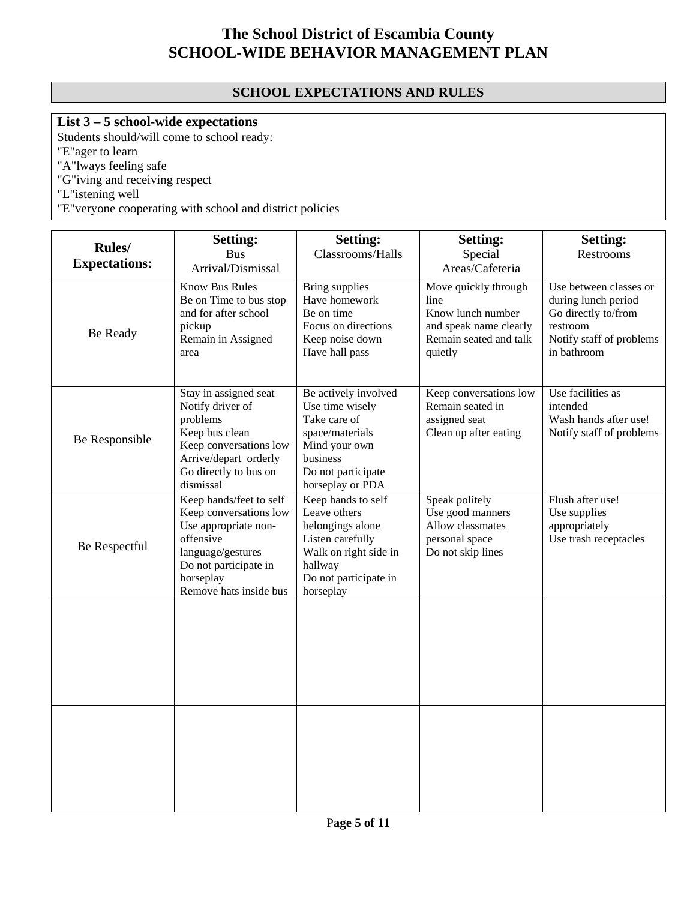# The School District of Escambia County
# SCHOOL-WIDE BEHAVIOR MANAGEMENT PLAN

## SCHOOL EXPECTATIONS AND RULES

**List 3 – 5 school-wide expectations**

Students should/will come to school ready:
"E"ager to learn
"A"lways feeling safe
"G"iving and receiving respect
"L"istening well
"E"veryone cooperating with school and district policies

| **Rules/ Expectations:** | **Setting:** Bus Arrival/Dismissal | **Setting:** Classrooms/Halls | **Setting:** Special Areas/Cafeteria | **Setting:** Restrooms |
|---|---|---|---|---|
| Be Ready | Know Bus Rules<br>Be on Time to bus stop and for after school pickup<br>Remain in Assigned area | Bring supplies<br>Have homework<br>Be on time<br>Focus on directions<br>Keep noise down<br>Have hall pass | Move quickly through line<br>Know lunch number and speak name clearly<br>Remain seated and talk quietly | Use between classes or during lunch period<br>Go directly to/from restroom<br>Notify staff of problems in bathroom |
| Be Responsible | Stay in assigned seat<br>Notify driver of problems<br>Keep bus clean<br>Keep conversations low<br>Arrive/depart orderly<br>Go directly to bus on dismissal | Be actively involved<br>Use time wisely<br>Take care of space/materials<br>Mind your own business<br>Do not participate horseplay or PDA | Keep conversations low<br>Remain seated in assigned seat<br>Clean up after eating | Use facilities as intended<br>Wash hands after use!<br>Notify staff of problems |
| Be Respectful | Keep hands/feet to self<br>Keep conversations low<br>Use appropriate non-offensive language/gestures<br>Do not participate in horseplay<br>Remove hats inside bus | Keep hands to self<br>Leave others belongings alone<br>Listen carefully<br>Walk on right side in hallway<br>Do not participate in horseplay | Speak politely<br>Use good manners<br>Allow classmates personal space<br>Do not skip lines | Flush after use!<br>Use supplies appropriately<br>Use trash receptacles |
| | | | | |
| | | | | |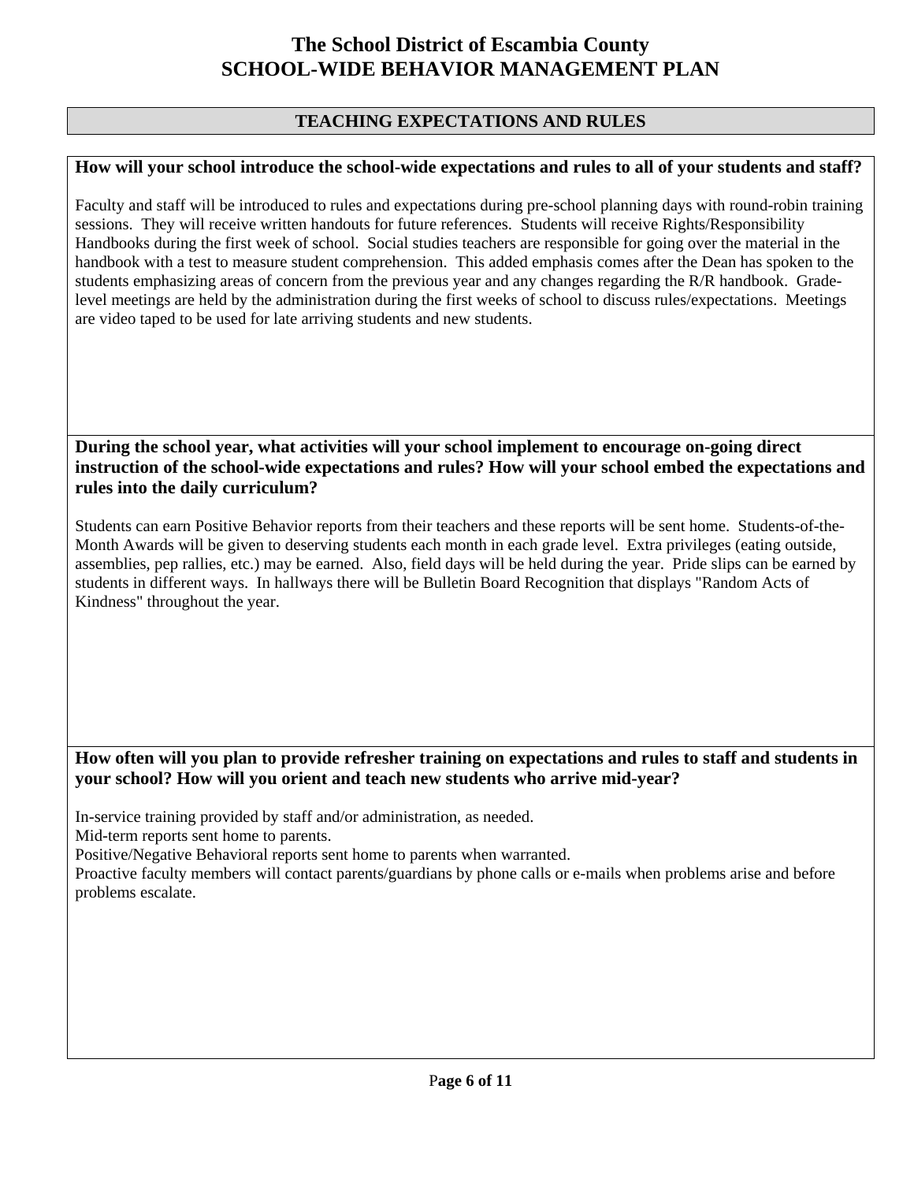# The School District of Escambia County
# SCHOOL-WIDE BEHAVIOR MANAGEMENT PLAN

## TEACHING EXPECTATIONS AND RULES

**How will your school introduce the school-wide expectations and rules to all of your students and staff?**

Faculty and staff will be introduced to rules and expectations during pre-school planning days with round-robin training sessions. They will receive written handouts for future references. Students will receive Rights/Responsibility Handbooks during the first week of school. Social studies teachers are responsible for going over the material in the handbook with a test to measure student comprehension. This added emphasis comes after the Dean has spoken to the students emphasizing areas of concern from the previous year and any changes regarding the R/R handbook. Grade-level meetings are held by the administration during the first weeks of school to discuss rules/expectations. Meetings are video taped to be used for late arriving students and new students.

**During the school year, what activities will your school implement to encourage on-going direct instruction of the school-wide expectations and rules? How will your school embed the expectations and rules into the daily curriculum?**

Students can earn Positive Behavior reports from their teachers and these reports will be sent home. Students-of-the-Month Awards will be given to deserving students each month in each grade level. Extra privileges (eating outside, assemblies, pep rallies, etc.) may be earned. Also, field days will be held during the year. Pride slips can be earned by students in different ways. In hallways there will be Bulletin Board Recognition that displays "Random Acts of Kindness" throughout the year.

**How often will you plan to provide refresher training on expectations and rules to staff and students in your school? How will you orient and teach new students who arrive mid-year?**

In-service training provided by staff and/or administration, as needed.
Mid-term reports sent home to parents.
Positive/Negative Behavioral reports sent home to parents when warranted.
Proactive faculty members will contact parents/guardians by phone calls or e-mails when problems arise and before problems escalate.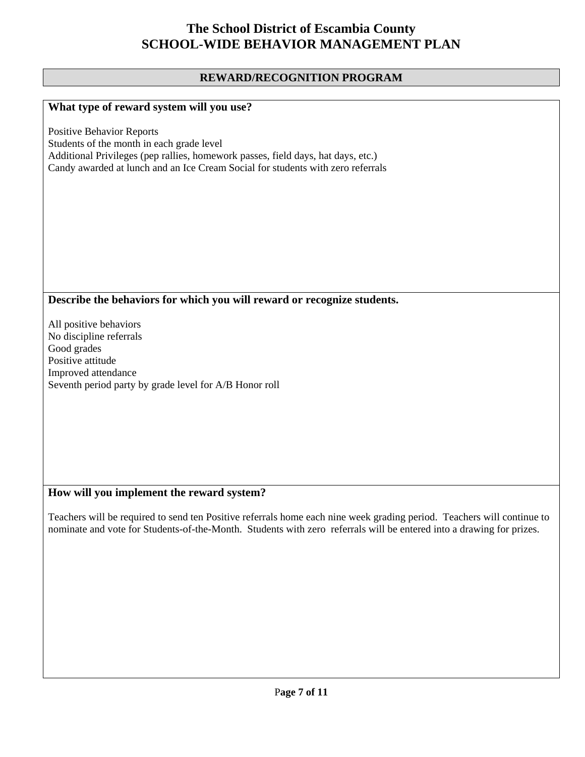# The School District of Escambia County
# SCHOOL-WIDE BEHAVIOR MANAGEMENT PLAN

## REWARD/RECOGNITION PROGRAM

**What type of reward system will you use?**

Positive Behavior Reports
Students of the month in each grade level
Additional Privileges (pep rallies, homework passes, field days, hat days, etc.)
Candy awarded at lunch and an Ice Cream Social for students with zero referrals

**Describe the behaviors for which you will reward or recognize students.**

All positive behaviors
No discipline referrals
Good grades
Positive attitude
Improved attendance
Seventh period party by grade level for A/B Honor roll

**How will you implement the reward system?**

Teachers will be required to send ten Positive referrals home each nine week grading period. Teachers will continue to nominate and vote for Students-of-the-Month. Students with zero referrals will be entered into a drawing for prizes.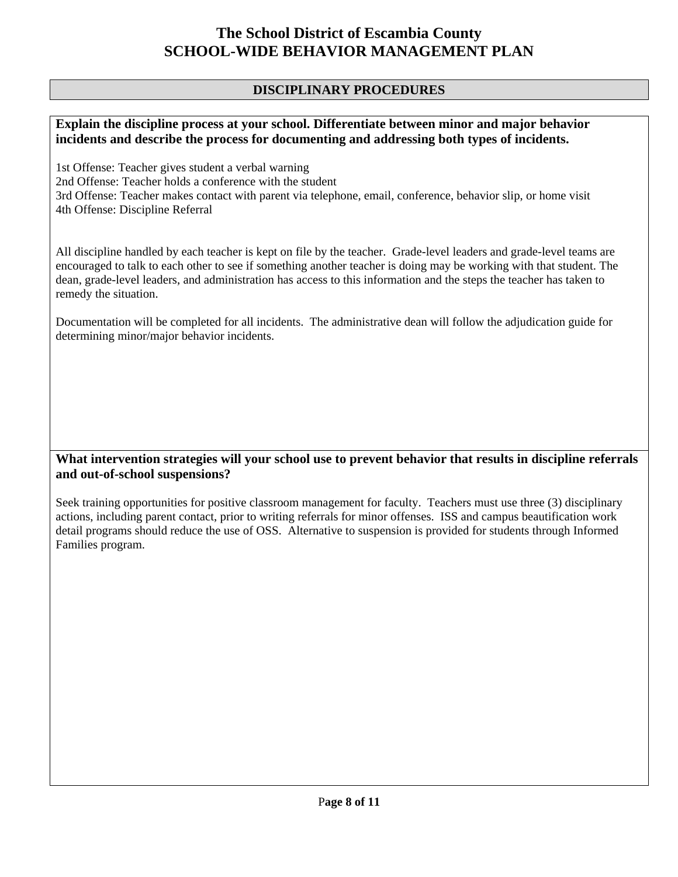# The School District of Escambia County
# SCHOOL-WIDE BEHAVIOR MANAGEMENT PLAN

## DISCIPLINARY PROCEDURES

**Explain the discipline process at your school. Differentiate between minor and major behavior incidents and describe the process for documenting and addressing both types of incidents.**

1st Offense: Teacher gives student a verbal warning
2nd Offense: Teacher holds a conference with the student
3rd Offense: Teacher makes contact with parent via telephone, email, conference, behavior slip, or home visit
4th Offense: Discipline Referral

All discipline handled by each teacher is kept on file by the teacher. Grade-level leaders and grade-level teams are encouraged to talk to each other to see if something another teacher is doing may be working with that student. The dean, grade-level leaders, and administration has access to this information and the steps the teacher has taken to remedy the situation.

Documentation will be completed for all incidents. The administrative dean will follow the adjudication guide for determining minor/major behavior incidents.

**What intervention strategies will your school use to prevent behavior that results in discipline referrals and out-of-school suspensions?**

Seek training opportunities for positive classroom management for faculty. Teachers must use three (3) disciplinary actions, including parent contact, prior to writing referrals for minor offenses. ISS and campus beautification work detail programs should reduce the use of OSS. Alternative to suspension is provided for students through Informed Families program.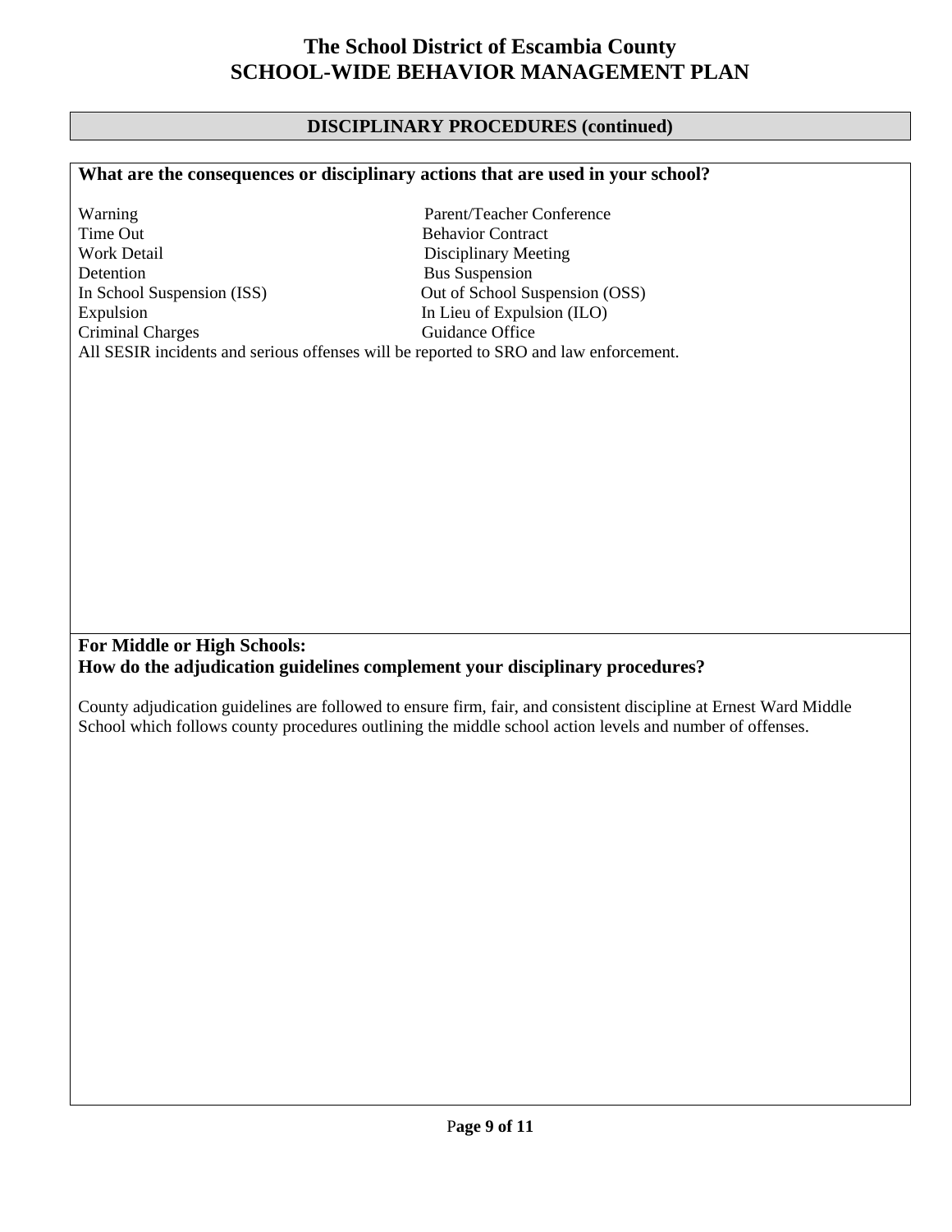# The School District of Escambia County
# SCHOOL-WIDE BEHAVIOR MANAGEMENT PLAN

## DISCIPLINARY PROCEDURES (continued)

**What are the consequences or disciplinary actions that are used in your school?**

| | |
|---|---|
| Warning | Parent/Teacher Conference |
| Time Out | Behavior Contract |
| Work Detail | Disciplinary Meeting |
| Detention | Bus Suspension |
| In School Suspension (ISS) | Out of School Suspension (OSS) |
| Expulsion | In Lieu of Expulsion (ILO) |
| Criminal Charges | Guidance Office |

All SESIR incidents and serious offenses will be reported to SRO and law enforcement.

**For Middle or High Schools:**
**How do the adjudication guidelines complement your disciplinary procedures?**

County adjudication guidelines are followed to ensure firm, fair, and consistent discipline at Ernest Ward Middle School which follows county procedures outlining the middle school action levels and number of offenses.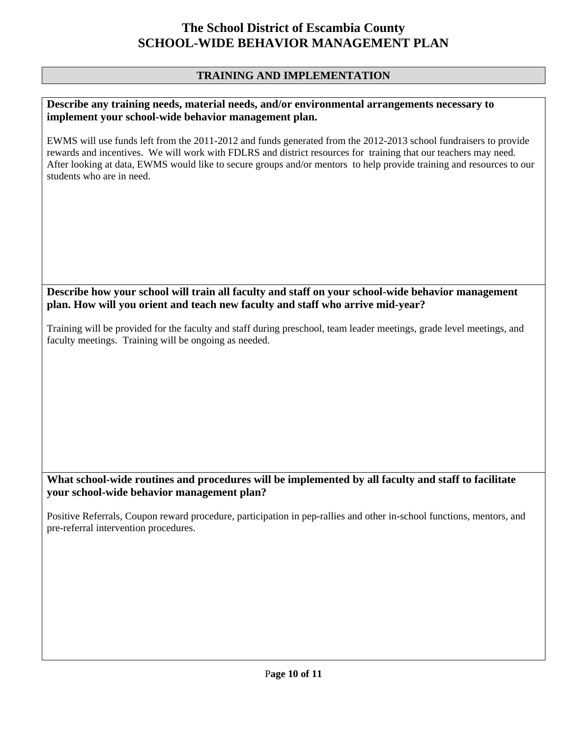# The School District of Escambia County
# SCHOOL-WIDE BEHAVIOR MANAGEMENT PLAN

## TRAINING AND IMPLEMENTATION

**Describe any training needs, material needs, and/or environmental arrangements necessary to implement your school-wide behavior management plan.**

EWMS will use funds left from the 2011-2012 and funds generated from the 2012-2013 school fundraisers to provide rewards and incentives. We will work with FDLRS and district resources for training that our teachers may need. After looking at data, EWMS would like to secure groups and/or mentors to help provide training and resources to our students who are in need.

**Describe how your school will train all faculty and staff on your school-wide behavior management plan. How will you orient and teach new faculty and staff who arrive mid-year?**

Training will be provided for the faculty and staff during preschool, team leader meetings, grade level meetings, and faculty meetings. Training will be ongoing as needed.

**What school-wide routines and procedures will be implemented by all faculty and staff to facilitate your school-wide behavior management plan?**

Positive Referrals, Coupon reward procedure, participation in pep-rallies and other in-school functions, mentors, and pre-referral intervention procedures.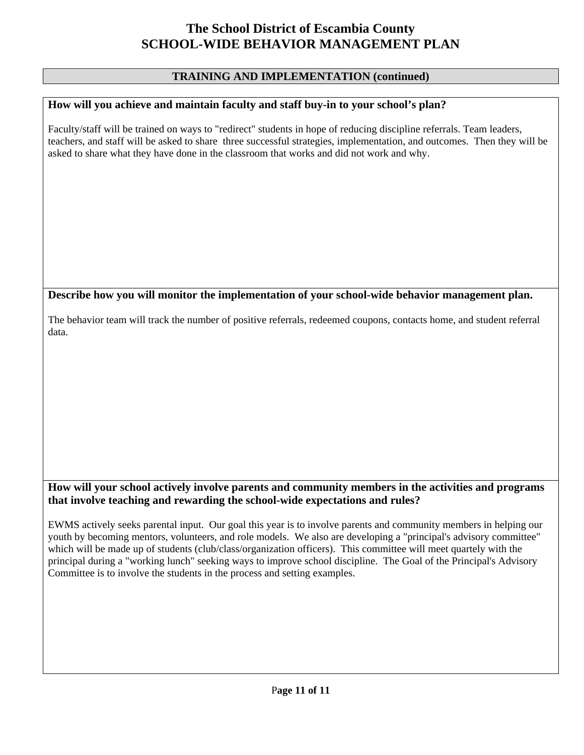# The School District of Escambia County
# SCHOOL-WIDE BEHAVIOR MANAGEMENT PLAN

## TRAINING AND IMPLEMENTATION (continued)

**How will you achieve and maintain faculty and staff buy-in to your school's plan?**

Faculty/staff will be trained on ways to "redirect" students in hope of reducing discipline referrals. Team leaders, teachers, and staff will be asked to share three successful strategies, implementation, and outcomes. Then they will be asked to share what they have done in the classroom that works and did not work and why.

**Describe how you will monitor the implementation of your school-wide behavior management plan.**

The behavior team will track the number of positive referrals, redeemed coupons, contacts home, and student referral data.

**How will your school actively involve parents and community members in the activities and programs that involve teaching and rewarding the school-wide expectations and rules?**

EWMS actively seeks parental input. Our goal this year is to involve parents and community members in helping our youth by becoming mentors, volunteers, and role models. We also are developing a "principal's advisory committee" which will be made up of students (club/class/organization officers). This committee will meet quartely with the principal during a "working lunch" seeking ways to improve school discipline. The Goal of the Principal's Advisory Committee is to involve the students in the process and setting examples.